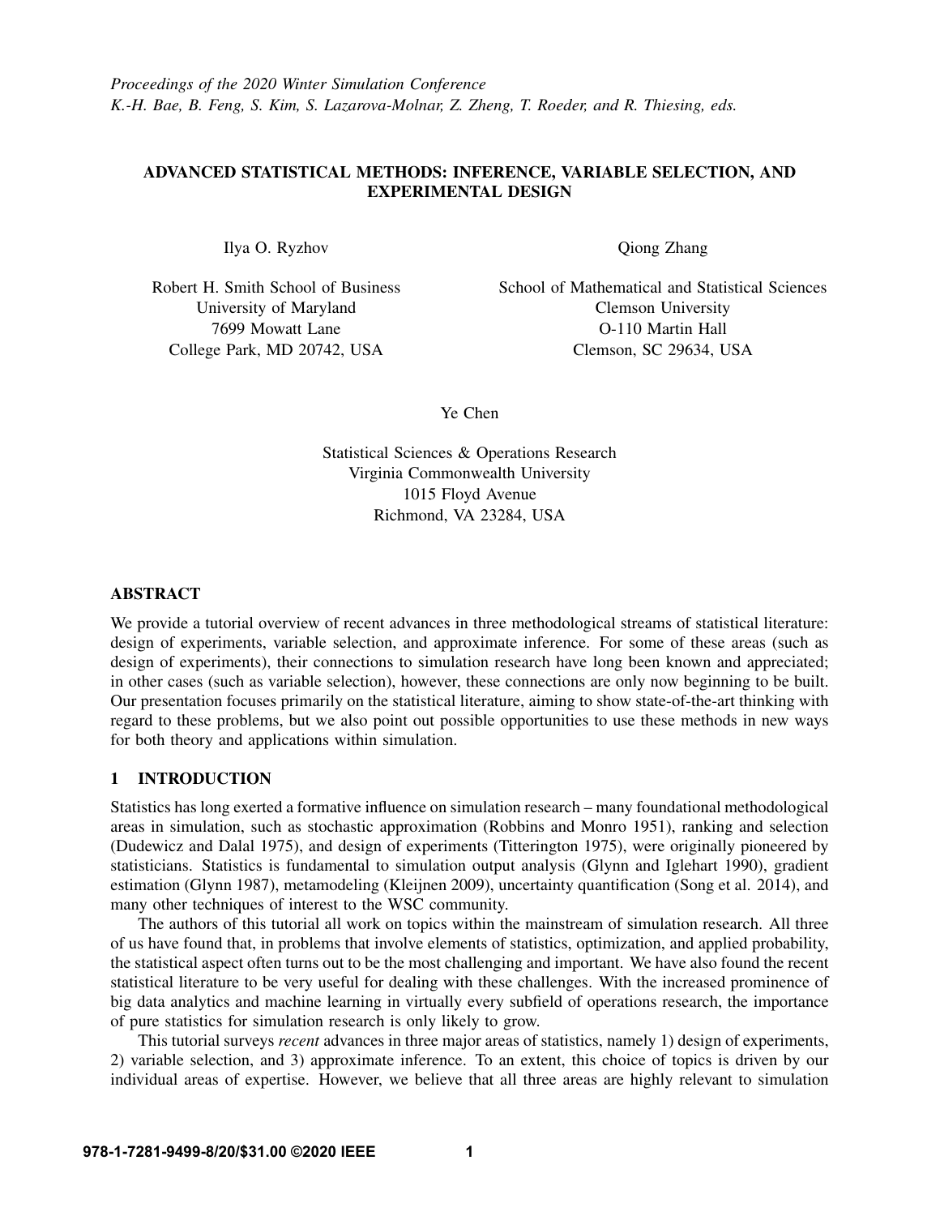*Proceedings of the 2020 Winter Simulation Conference*
*K.-H. Bae, B. Feng, S. Kim, S. Lazarova-Molnar, Z. Zheng, T. Roeder, and R. Thiesing, eds.*

# ADVANCED STATISTICAL METHODS: INFERENCE, VARIABLE SELECTION, AND EXPERIMENTAL DESIGN

Ilya O. Ryzhov

Robert H. Smith School of Business
University of Maryland
7699 Mowatt Lane
College Park, MD 20742, USA

Qiong Zhang

School of Mathematical and Statistical Sciences
Clemson University
O-110 Martin Hall
Clemson, SC 29634, USA

Ye Chen

Statistical Sciences & Operations Research
Virginia Commonwealth University
1015 Floyd Avenue
Richmond, VA 23284, USA

## ABSTRACT

We provide a tutorial overview of recent advances in three methodological streams of statistical literature: design of experiments, variable selection, and approximate inference. For some of these areas (such as design of experiments), their connections to simulation research have long been known and appreciated; in other cases (such as variable selection), however, these connections are only now beginning to be built. Our presentation focuses primarily on the statistical literature, aiming to show state-of-the-art thinking with regard to these problems, but we also point out possible opportunities to use these methods in new ways for both theory and applications within simulation.

## 1 INTRODUCTION

Statistics has long exerted a formative influence on simulation research – many foundational methodological areas in simulation, such as stochastic approximation (Robbins and Monro 1951), ranking and selection (Dudewicz and Dalal 1975), and design of experiments (Titterington 1975), were originally pioneered by statisticians. Statistics is fundamental to simulation output analysis (Glynn and Iglehart 1990), gradient estimation (Glynn 1987), metamodeling (Kleijnen 2009), uncertainty quantification (Song et al. 2014), and many other techniques of interest to the WSC community.

The authors of this tutorial all work on topics within the mainstream of simulation research. All three of us have found that, in problems that involve elements of statistics, optimization, and applied probability, the statistical aspect often turns out to be the most challenging and important. We have also found the recent statistical literature to be very useful for dealing with these challenges. With the increased prominence of big data analytics and machine learning in virtually every subfield of operations research, the importance of pure statistics for simulation research is only likely to grow.

This tutorial surveys *recent* advances in three major areas of statistics, namely 1) design of experiments, 2) variable selection, and 3) approximate inference. To an extent, this choice of topics is driven by our individual areas of expertise. However, we believe that all three areas are highly relevant to simulation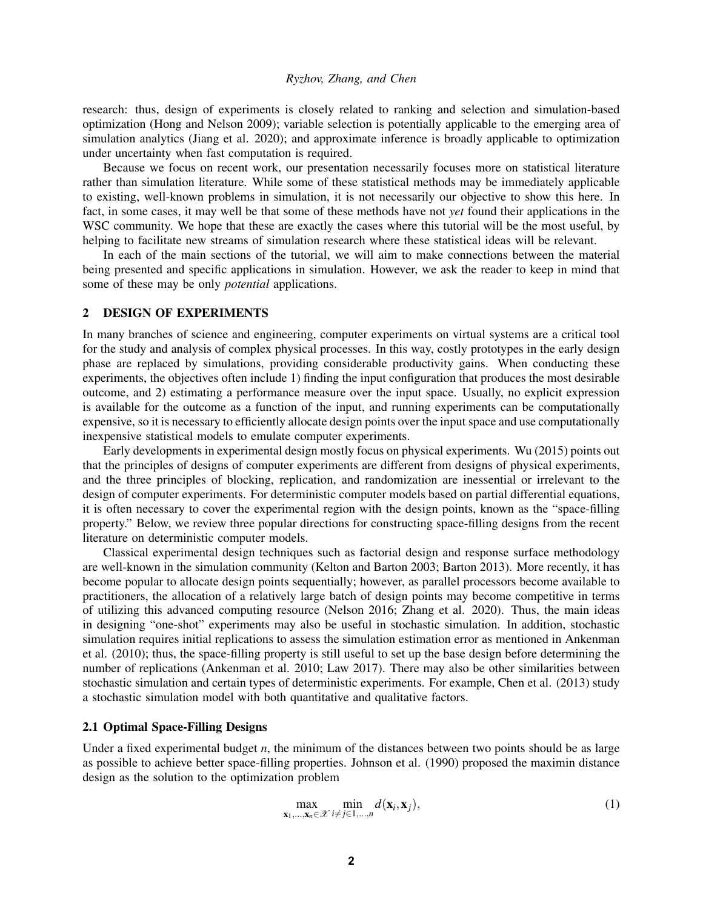research: thus, design of experiments is closely related to ranking and selection and simulation-based optimization (Hong and Nelson 2009); variable selection is potentially applicable to the emerging area of simulation analytics (Jiang et al. 2020); and approximate inference is broadly applicable to optimization under uncertainty when fast computation is required.

Because we focus on recent work, our presentation necessarily focuses more on statistical literature rather than simulation literature. While some of these statistical methods may be immediately applicable to existing, well-known problems in simulation, it is not necessarily our objective to show this here. In fact, in some cases, it may well be that some of these methods have not *yet* found their applications in the WSC community. We hope that these are exactly the cases where this tutorial will be the most useful, by helping to facilitate new streams of simulation research where these statistical ideas will be relevant.

In each of the main sections of the tutorial, we will aim to make connections between the material being presented and specific applications in simulation. However, we ask the reader to keep in mind that some of these may be only *potential* applications.

## 2 DESIGN OF EXPERIMENTS

In many branches of science and engineering, computer experiments on virtual systems are a critical tool for the study and analysis of complex physical processes. In this way, costly prototypes in the early design phase are replaced by simulations, providing considerable productivity gains. When conducting these experiments, the objectives often include 1) finding the input configuration that produces the most desirable outcome, and 2) estimating a performance measure over the input space. Usually, no explicit expression is available for the outcome as a function of the input, and running experiments can be computationally expensive, so it is necessary to efficiently allocate design points over the input space and use computationally inexpensive statistical models to emulate computer experiments.

Early developments in experimental design mostly focus on physical experiments. Wu (2015) points out that the principles of designs of computer experiments are different from designs of physical experiments, and the three principles of blocking, replication, and randomization are inessential or irrelevant to the design of computer experiments. For deterministic computer models based on partial differential equations, it is often necessary to cover the experimental region with the design points, known as the "space-filling property." Below, we review three popular directions for constructing space-filling designs from the recent literature on deterministic computer models.

Classical experimental design techniques such as factorial design and response surface methodology are well-known in the simulation community (Kelton and Barton 2003; Barton 2013). More recently, it has become popular to allocate design points sequentially; however, as parallel processors become available to practitioners, the allocation of a relatively large batch of design points may become competitive in terms of utilizing this advanced computing resource (Nelson 2016; Zhang et al. 2020). Thus, the main ideas in designing "one-shot" experiments may also be useful in stochastic simulation. In addition, stochastic simulation requires initial replications to assess the simulation estimation error as mentioned in Ankenman et al. (2010); thus, the space-filling property is still useful to set up the base design before determining the number of replications (Ankenman et al. 2010; Law 2017). There may also be other similarities between stochastic simulation and certain types of deterministic experiments. For example, Chen et al. (2013) study a stochastic simulation model with both quantitative and qualitative factors.

### 2.1 Optimal Space-Filling Designs

Under a fixed experimental budget $n$, the minimum of the distances between two points should be as large as possible to achieve better space-filling properties. Johnson et al. (1990) proposed the maximin distance design as the solution to the optimization problem

$$\max_{\mathbf{x}_1,\ldots,\mathbf{x}_n \in \mathscr{X}} \min_{i \neq j \in 1,\ldots,n} d(\mathbf{x}_i, \mathbf{x}_j), \tag{1}$$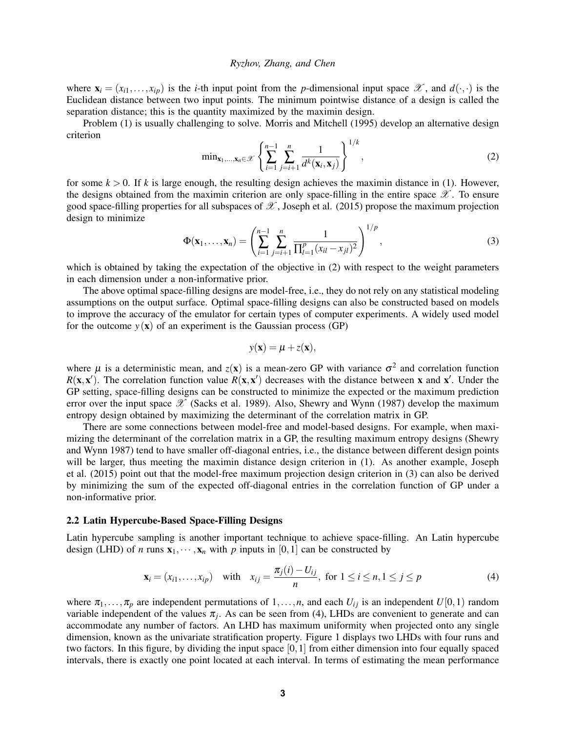where $\mathbf{x}_i = (x_{i1}, \ldots, x_{ip})$ is the $i$-th input point from the $p$-dimensional input space $\mathscr{X}$, and $d(\cdot,\cdot)$ is the Euclidean distance between two input points. The minimum pointwise distance of a design is called the separation distance; this is the quantity maximized by the maximin design.

Problem (1) is usually challenging to solve. Morris and Mitchell (1995) develop an alternative design criterion

$$\min_{\mathbf{x}_1,\ldots,\mathbf{x}_n \in \mathscr{X}} \left\{ \sum_{i=1}^{n-1} \sum_{j=i+1}^{n} \frac{1}{d^k(\mathbf{x}_i, \mathbf{x}_j)} \right\}^{1/k}, \tag{2}$$

for some $k > 0$. If $k$ is large enough, the resulting design achieves the maximin distance in (1). However, the designs obtained from the maximin criterion are only space-filling in the entire space $\mathscr{X}$. To ensure good space-filling properties for all subspaces of $\mathscr{X}$, Joseph et al. (2015) propose the maximum projection design to minimize

$$\Phi(\mathbf{x}_1, \ldots, \mathbf{x}_n) = \left( \sum_{i=1}^{n-1} \sum_{j=i+1}^{n} \frac{1}{\prod_{l=1}^{p} (x_{il} - x_{jl})^2} \right)^{1/p}, \tag{3}$$

which is obtained by taking the expectation of the objective in (2) with respect to the weight parameters in each dimension under a non-informative prior.

The above optimal space-filling designs are model-free, i.e., they do not rely on any statistical modeling assumptions on the output surface. Optimal space-filling designs can also be constructed based on models to improve the accuracy of the emulator for certain types of computer experiments. A widely used model for the outcome $y(\mathbf{x})$ of an experiment is the Gaussian process (GP)

$$y(\mathbf{x}) = \mu + z(\mathbf{x}),$$

where $\mu$ is a deterministic mean, and $z(\mathbf{x})$ is a mean-zero GP with variance $\sigma^2$ and correlation function $R(\mathbf{x}, \mathbf{x}')$. The correlation function value $R(\mathbf{x}, \mathbf{x}')$ decreases with the distance between $\mathbf{x}$ and $\mathbf{x}'$. Under the GP setting, space-filling designs can be constructed to minimize the expected or the maximum prediction error over the input space $\mathscr{X}$ (Sacks et al. 1989). Also, Shewry and Wynn (1987) develop the maximum entropy design obtained by maximizing the determinant of the correlation matrix in GP.

There are some connections between model-free and model-based designs. For example, when maximizing the determinant of the correlation matrix in a GP, the resulting maximum entropy designs (Shewry and Wynn 1987) tend to have smaller off-diagonal entries, i.e., the distance between different design points will be larger, thus meeting the maximin distance design criterion in (1). As another example, Joseph et al. (2015) point out that the model-free maximum projection design criterion in (3) can also be derived by minimizing the sum of the expected off-diagonal entries in the correlation function of GP under a non-informative prior.

### 2.2 Latin Hypercube-Based Space-Filling Designs

Latin hypercube sampling is another important technique to achieve space-filling. An Latin hypercube design (LHD) of $n$ runs $\mathbf{x}_1, \cdots, \mathbf{x}_n$ with $p$ inputs in $[0,1]$ can be constructed by

$$\mathbf{x}_i = (x_{i1}, \ldots, x_{ip}) \quad \text{with} \quad x_{ij} = \frac{\pi_j(i) - U_{ij}}{n}, \text{ for } 1 \le i \le n, 1 \le j \le p \tag{4}$$

where $\pi_1, \ldots, \pi_p$ are independent permutations of $1, \ldots, n$, and each $U_{ij}$ is an independent $U[0,1)$ random variable independent of the values $\pi_j$. As can be seen from (4), LHDs are convenient to generate and can accommodate any number of factors. An LHD has maximum uniformity when projected onto any single dimension, known as the univariate stratification property. Figure 1 displays two LHDs with four runs and two factors. In this figure, by dividing the input space $[0,1]$ from either dimension into four equally spaced intervals, there is exactly one point located at each interval. In terms of estimating the mean performance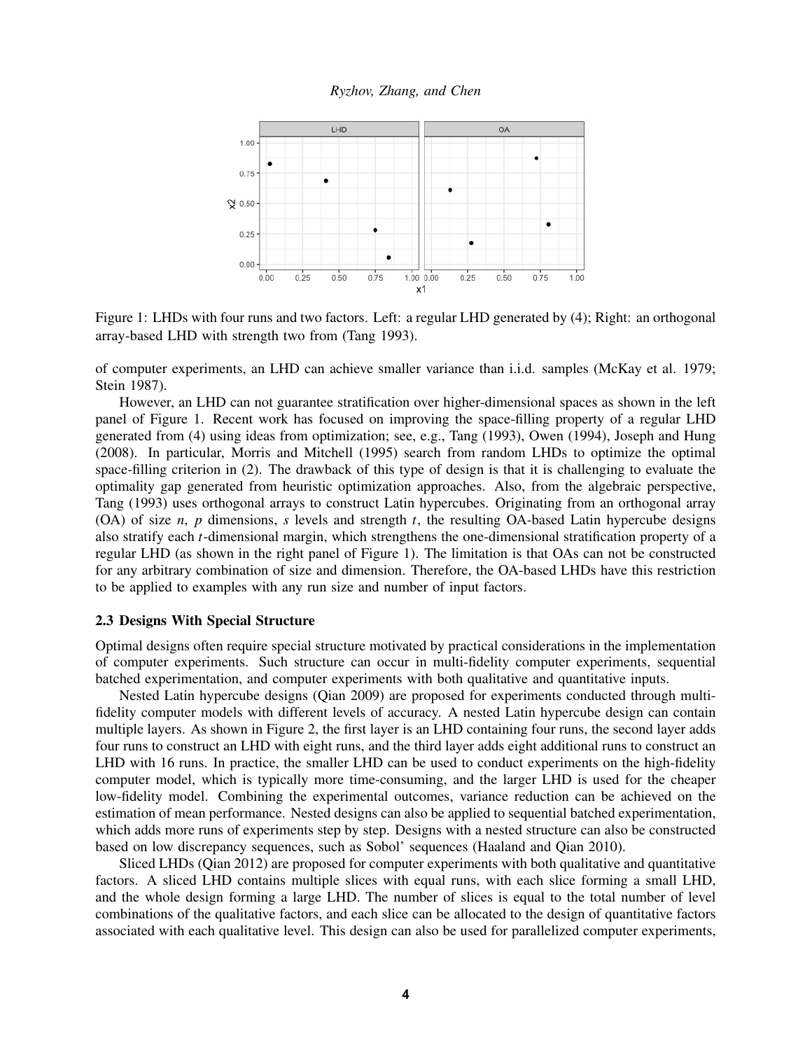Figure 1: LHDs with four runs and two factors. Left: a regular LHD generated by (4); Right: an orthogonal array-based LHD with strength two from (Tang 1993).

of computer experiments, an LHD can achieve smaller variance than i.i.d. samples (McKay et al. 1979; Stein 1987).

However, an LHD can not guarantee stratification over higher-dimensional spaces as shown in the left panel of Figure 1. Recent work has focused on improving the space-filling property of a regular LHD generated from (4) using ideas from optimization; see, e.g., Tang (1993), Owen (1994), Joseph and Hung (2008). In particular, Morris and Mitchell (1995) search from random LHDs to optimize the optimal space-filling criterion in (2). The drawback of this type of design is that it is challenging to evaluate the optimality gap generated from heuristic optimization approaches. Also, from the algebraic perspective, Tang (1993) uses orthogonal arrays to construct Latin hypercubes. Originating from an orthogonal array (OA) of size $n$, $p$ dimensions, $s$ levels and strength $t$, the resulting OA-based Latin hypercube designs also stratify each $t$-dimensional margin, which strengthens the one-dimensional stratification property of a regular LHD (as shown in the right panel of Figure 1). The limitation is that OAs can not be constructed for any arbitrary combination of size and dimension. Therefore, the OA-based LHDs have this restriction to be applied to examples with any run size and number of input factors.

### 2.3 Designs With Special Structure

Optimal designs often require special structure motivated by practical considerations in the implementation of computer experiments. Such structure can occur in multi-fidelity computer experiments, sequential batched experimentation, and computer experiments with both qualitative and quantitative inputs.

Nested Latin hypercube designs (Qian 2009) are proposed for experiments conducted through multi-fidelity computer models with different levels of accuracy. A nested Latin hypercube design can contain multiple layers. As shown in Figure 2, the first layer is an LHD containing four runs, the second layer adds four runs to construct an LHD with eight runs, and the third layer adds eight additional runs to construct an LHD with 16 runs. In practice, the smaller LHD can be used to conduct experiments on the high-fidelity computer model, which is typically more time-consuming, and the larger LHD is used for the cheaper low-fidelity model. Combining the experimental outcomes, variance reduction can be achieved on the estimation of mean performance. Nested designs can also be applied to sequential batched experimentation, which adds more runs of experiments step by step. Designs with a nested structure can also be constructed based on low discrepancy sequences, such as Sobol' sequences (Haaland and Qian 2010).

Sliced LHDs (Qian 2012) are proposed for computer experiments with both qualitative and quantitative factors. A sliced LHD contains multiple slices with equal runs, with each slice forming a small LHD, and the whole design forming a large LHD. The number of slices is equal to the total number of level combinations of the qualitative factors, and each slice can be allocated to the design of quantitative factors associated with each qualitative level. This design can also be used for parallelized computer experiments,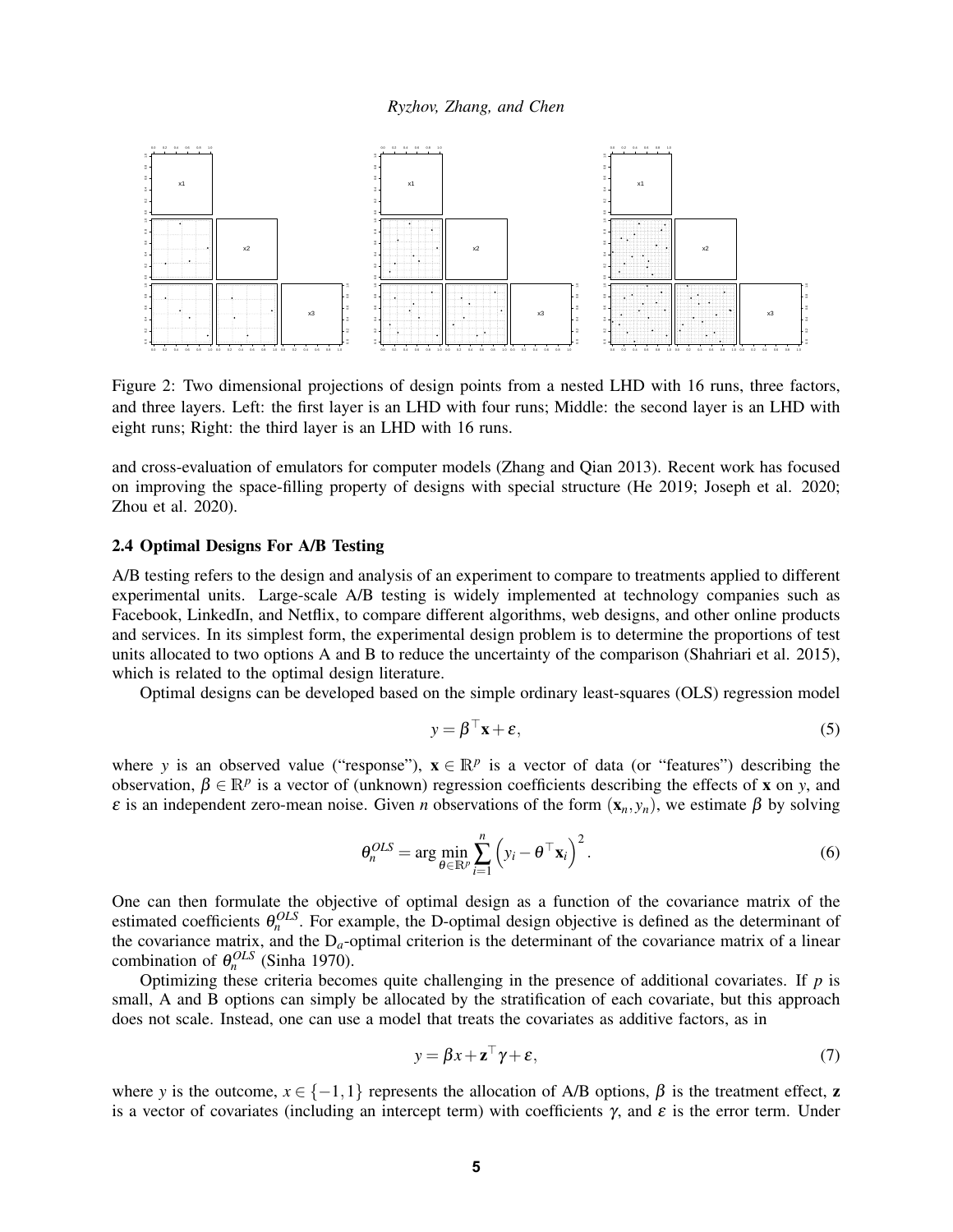Figure 2: Two dimensional projections of design points from a nested LHD with 16 runs, three factors, and three layers. Left: the first layer is an LHD with four runs; Middle: the second layer is an LHD with eight runs; Right: the third layer is an LHD with 16 runs.

and cross-evaluation of emulators for computer models (Zhang and Qian 2013). Recent work has focused on improving the space-filling property of designs with special structure (He 2019; Joseph et al. 2020; Zhou et al. 2020).

### 2.4 Optimal Designs For A/B Testing

A/B testing refers to the design and analysis of an experiment to compare to treatments applied to different experimental units. Large-scale A/B testing is widely implemented at technology companies such as Facebook, LinkedIn, and Netflix, to compare different algorithms, web designs, and other online products and services. In its simplest form, the experimental design problem is to determine the proportions of test units allocated to two options A and B to reduce the uncertainty of the comparison (Shahriari et al. 2015), which is related to the optimal design literature.

Optimal designs can be developed based on the simple ordinary least-squares (OLS) regression model

$$y = \beta^\top \mathbf{x} + \varepsilon, \tag{5}$$

where $y$ is an observed value ("response"), $\mathbf{x} \in \mathbb{R}^p$ is a vector of data (or "features") describing the observation, $\beta \in \mathbb{R}^p$ is a vector of (unknown) regression coefficients describing the effects of $\mathbf{x}$ on $y$, and $\varepsilon$ is an independent zero-mean noise. Given $n$ observations of the form $(\mathbf{x}_n, y_n)$, we estimate $\beta$ by solving

$$\theta_n^{OLS} = \arg\min_{\theta \in \mathbb{R}^p} \sum_{i=1}^{n} \left( y_i - \theta^\top \mathbf{x}_i \right)^2. \tag{6}$$

One can then formulate the objective of optimal design as a function of the covariance matrix of the estimated coefficients $\theta_n^{OLS}$. For example, the D-optimal design objective is defined as the determinant of the covariance matrix, and the $D_a$-optimal criterion is the determinant of the covariance matrix of a linear combination of $\theta_n^{OLS}$ (Sinha 1970).

Optimizing these criteria becomes quite challenging in the presence of additional covariates. If $p$ is small, A and B options can simply be allocated by the stratification of each covariate, but this approach does not scale. Instead, one can use a model that treats the covariates as additive factors, as in

$$y = \beta x + \mathbf{z}^\top \gamma + \varepsilon, \tag{7}$$

where $y$ is the outcome, $x \in \{-1, 1\}$ represents the allocation of A/B options, $\beta$ is the treatment effect, $\mathbf{z}$ is a vector of covariates (including an intercept term) with coefficients $\gamma$, and $\varepsilon$ is the error term. Under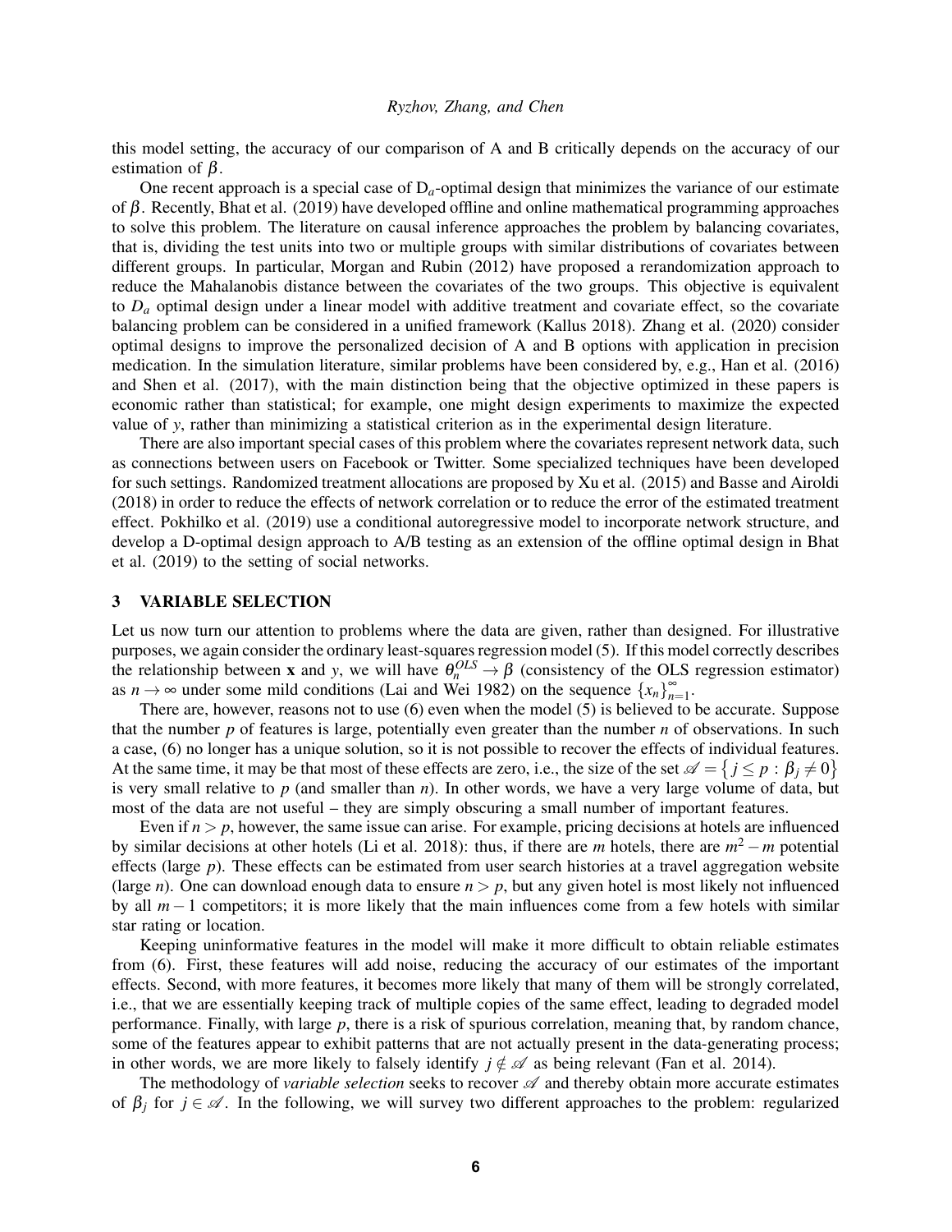this model setting, the accuracy of our comparison of A and B critically depends on the accuracy of our estimation of $\beta$.

One recent approach is a special case of $D_a$-optimal design that minimizes the variance of our estimate of $\beta$. Recently, Bhat et al. (2019) have developed offline and online mathematical programming approaches to solve this problem. The literature on causal inference approaches the problem by balancing covariates, that is, dividing the test units into two or multiple groups with similar distributions of covariates between different groups. In particular, Morgan and Rubin (2012) have proposed a rerandomization approach to reduce the Mahalanobis distance between the covariates of the two groups. This objective is equivalent to $D_a$ optimal design under a linear model with additive treatment and covariate effect, so the covariate balancing problem can be considered in a unified framework (Kallus 2018). Zhang et al. (2020) consider optimal designs to improve the personalized decision of A and B options with application in precision medication. In the simulation literature, similar problems have been considered by, e.g., Han et al. (2016) and Shen et al. (2017), with the main distinction being that the objective optimized in these papers is economic rather than statistical; for example, one might design experiments to maximize the expected value of $y$, rather than minimizing a statistical criterion as in the experimental design literature.

There are also important special cases of this problem where the covariates represent network data, such as connections between users on Facebook or Twitter. Some specialized techniques have been developed for such settings. Randomized treatment allocations are proposed by Xu et al. (2015) and Basse and Airoldi (2018) in order to reduce the effects of network correlation or to reduce the error of the estimated treatment effect. Pokhilko et al. (2019) use a conditional autoregressive model to incorporate network structure, and develop a D-optimal design approach to A/B testing as an extension of the offline optimal design in Bhat et al. (2019) to the setting of social networks.

## 3 VARIABLE SELECTION

Let us now turn our attention to problems where the data are given, rather than designed. For illustrative purposes, we again consider the ordinary least-squares regression model (5). If this model correctly describes the relationship between $\mathbf{x}$ and $y$, we will have $\theta_n^{OLS} \to \beta$ (consistency of the OLS regression estimator) as $n \to \infty$ under some mild conditions (Lai and Wei 1982) on the sequence $\{x_n\}_{n=1}^{\infty}$.

There are, however, reasons not to use (6) even when the model (5) is believed to be accurate. Suppose that the number $p$ of features is large, potentially even greater than the number $n$ of observations. In such a case, (6) no longer has a unique solution, so it is not possible to recover the effects of individual features. At the same time, it may be that most of these effects are zero, i.e., the size of the set $\mathscr{A} = \{j \leq p : \beta_j \neq 0\}$ is very small relative to $p$ (and smaller than $n$). In other words, we have a very large volume of data, but most of the data are not useful – they are simply obscuring a small number of important features.

Even if $n > p$, however, the same issue can arise. For example, pricing decisions at hotels are influenced by similar decisions at other hotels (Li et al. 2018): thus, if there are $m$ hotels, there are $m^2 - m$ potential effects (large $p$). These effects can be estimated from user search histories at a travel aggregation website (large $n$). One can download enough data to ensure $n > p$, but any given hotel is most likely not influenced by all $m-1$ competitors; it is more likely that the main influences come from a few hotels with similar star rating or location.

Keeping uninformative features in the model will make it more difficult to obtain reliable estimates from (6). First, these features will add noise, reducing the accuracy of our estimates of the important effects. Second, with more features, it becomes more likely that many of them will be strongly correlated, i.e., that we are essentially keeping track of multiple copies of the same effect, leading to degraded model performance. Finally, with large $p$, there is a risk of spurious correlation, meaning that, by random chance, some of the features appear to exhibit patterns that are not actually present in the data-generating process; in other words, we are more likely to falsely identify $j \notin \mathscr{A}$ as being relevant (Fan et al. 2014).

The methodology of *variable selection* seeks to recover $\mathscr{A}$ and thereby obtain more accurate estimates of $\beta_j$ for $j \in \mathscr{A}$. In the following, we will survey two different approaches to the problem: regularized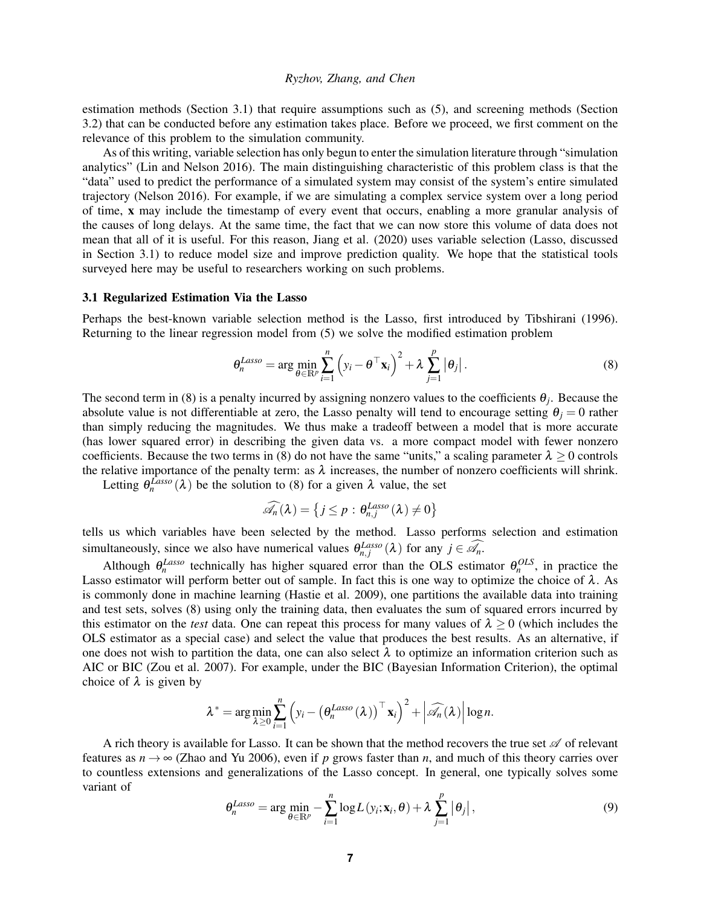estimation methods (Section 3.1) that require assumptions such as (5), and screening methods (Section 3.2) that can be conducted before any estimation takes place. Before we proceed, we first comment on the relevance of this problem to the simulation community.

As of this writing, variable selection has only begun to enter the simulation literature through "simulation analytics" (Lin and Nelson 2016). The main distinguishing characteristic of this problem class is that the "data" used to predict the performance of a simulated system may consist of the system's entire simulated trajectory (Nelson 2016). For example, if we are simulating a complex service system over a long period of time, $\mathbf{x}$ may include the timestamp of every event that occurs, enabling a more granular analysis of the causes of long delays. At the same time, the fact that we can now store this volume of data does not mean that all of it is useful. For this reason, Jiang et al. (2020) uses variable selection (Lasso, discussed in Section 3.1) to reduce model size and improve prediction quality. We hope that the statistical tools surveyed here may be useful to researchers working on such problems.

### 3.1 Regularized Estimation Via the Lasso

Perhaps the best-known variable selection method is the Lasso, first introduced by Tibshirani (1996). Returning to the linear regression model from (5) we solve the modified estimation problem

$$\theta_n^{Lasso} = \arg\min_{\theta \in \mathbb{R}^p} \sum_{i=1}^{n} \left( y_i - \theta^\top \mathbf{x}_i \right)^2 + \lambda \sum_{j=1}^{p} \left| \theta_j \right|. \tag{8}$$

The second term in (8) is a penalty incurred by assigning nonzero values to the coefficients $\theta_j$. Because the absolute value is not differentiable at zero, the Lasso penalty will tend to encourage setting $\theta_j = 0$ rather than simply reducing the magnitudes. We thus make a tradeoff between a model that is more accurate (has lower squared error) in describing the given data vs. a more compact model with fewer nonzero coefficients. Because the two terms in (8) do not have the same "units," a scaling parameter $\lambda \geq 0$ controls the relative importance of the penalty term: as $\lambda$ increases, the number of nonzero coefficients will shrink.

Letting $\theta_n^{Lasso}(\lambda)$ be the solution to (8) for a given $\lambda$ value, the set

$$\widehat{\mathscr{A}_n}(\lambda) = \left\{ j \leq p : \theta_{n,j}^{Lasso}(\lambda) \neq 0 \right\}$$

tells us which variables have been selected by the method. Lasso performs selection and estimation simultaneously, since we also have numerical values $\theta_{n,j}^{Lasso}(\lambda)$ for any $j \in \widehat{\mathscr{A}_n}$.

Although $\theta_n^{Lasso}$ technically has higher squared error than the OLS estimator $\theta_n^{OLS}$, in practice the Lasso estimator will perform better out of sample. In fact this is one way to optimize the choice of $\lambda$. As is commonly done in machine learning (Hastie et al. 2009), one partitions the available data into training and test sets, solves (8) using only the training data, then evaluates the sum of squared errors incurred by this estimator on the *test* data. One can repeat this process for many values of $\lambda \geq 0$ (which includes the OLS estimator as a special case) and select the value that produces the best results. As an alternative, if one does not wish to partition the data, one can also select $\lambda$ to optimize an information criterion such as AIC or BIC (Zou et al. 2007). For example, under the BIC (Bayesian Information Criterion), the optimal choice of $\lambda$ is given by

$$\lambda^* = \arg\min_{\lambda \geq 0} \sum_{i=1}^{n} \left( y_i - \left( \theta_n^{Lasso}(\lambda) \right)^\top \mathbf{x}_i \right)^2 + \left| \widehat{\mathscr{A}_n}(\lambda) \right| \log n.$$

A rich theory is available for Lasso. It can be shown that the method recovers the true set $\mathscr{A}$ of relevant features as $n \to \infty$ (Zhao and Yu 2006), even if $p$ grows faster than $n$, and much of this theory carries over to countless extensions and generalizations of the Lasso concept. In general, one typically solves some variant of

$$\theta_n^{Lasso} = \arg\min_{\theta \in \mathbb{R}^p} -\sum_{i=1}^{n} \log L(y_i; \mathbf{x}_i, \theta) + \lambda \sum_{j=1}^{p} \left| \theta_j \right|, \tag{9}$$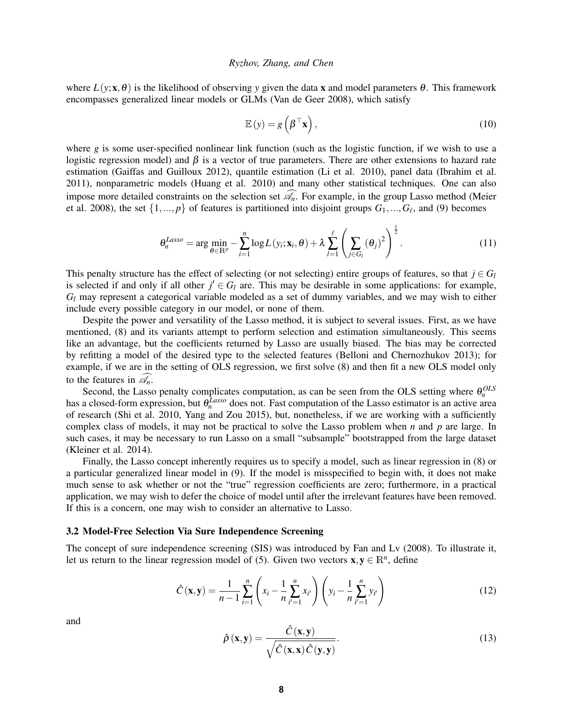where $L(y;\mathbf{x},\theta)$ is the likelihood of observing $y$ given the data $\mathbf{x}$ and model parameters $\theta$. This framework encompasses generalized linear models or GLMs (Van de Geer 2008), which satisfy

$$\mathbb{E}(y) = g\left(\beta^{\top}\mathbf{x}\right), \tag{10}$$

where $g$ is some user-specified nonlinear link function (such as the logistic function, if we wish to use a logistic regression model) and $\beta$ is a vector of true parameters. There are other extensions to hazard rate estimation (Gaiffas and Guilloux 2012), quantile estimation (Li et al. 2010), panel data (Ibrahim et al. 2011), nonparametric models (Huang et al. 2010) and many other statistical techniques. One can also impose more detailed constraints on the selection set $\widehat{\mathscr{A}_n}$. For example, in the group Lasso method (Meier et al. 2008), the set $\{1,...,p\}$ of features is partitioned into disjoint groups $G_1,...,G_\ell$, and (9) becomes

$$\theta_n^{Lasso} = \arg\min_{\theta\in\mathbb{R}^p} -\sum_{i=1}^{n}\log L(y_i;\mathbf{x}_i,\theta) + \lambda\sum_{l=1}^{\ell}\left(\sum_{j\in G_l}(\theta_j)^2\right)^{\frac{1}{2}}. \tag{11}$$

This penalty structure has the effect of selecting (or not selecting) entire groups of features, so that $j \in G_l$ is selected if and only if all other $j' \in G_l$ are. This may be desirable in some applications: for example, $G_l$ may represent a categorical variable modeled as a set of dummy variables, and we may wish to either include every possible category in our model, or none of them.

Despite the power and versatility of the Lasso method, it is subject to several issues. First, as we have mentioned, (8) and its variants attempt to perform selection and estimation simultaneously. This seems like an advantage, but the coefficients returned by Lasso are usually biased. The bias may be corrected by refitting a model of the desired type to the selected features (Belloni and Chernozhukov 2013); for example, if we are in the setting of OLS regression, we first solve (8) and then fit a new OLS model only to the features in $\widehat{\mathscr{A}_n}$.

Second, the Lasso penalty complicates computation, as can be seen from the OLS setting where $\theta_n^{OLS}$ has a closed-form expression, but $\theta_n^{Lasso}$ does not. Fast computation of the Lasso estimator is an active area of research (Shi et al. 2010, Yang and Zou 2015), but, nonetheless, if we are working with a sufficiently complex class of models, it may not be practical to solve the Lasso problem when $n$ and $p$ are large. In such cases, it may be necessary to run Lasso on a small "subsample" bootstrapped from the large dataset (Kleiner et al. 2014).

Finally, the Lasso concept inherently requires us to specify a model, such as linear regression in (8) or a particular generalized linear model in (9). If the model is misspecified to begin with, it does not make much sense to ask whether or not the "true" regression coefficients are zero; furthermore, in a practical application, we may wish to defer the choice of model until after the irrelevant features have been removed. If this is a concern, one may wish to consider an alternative to Lasso.

### 3.2 Model-Free Selection Via Sure Independence Screening

The concept of sure independence screening (SIS) was introduced by Fan and Lv (2008). To illustrate it, let us return to the linear regression model of (5). Given two vectors $\mathbf{x},\mathbf{y}\in\mathbb{R}^n$, define

$$\hat{C}(\mathbf{x},\mathbf{y}) = \frac{1}{n-1}\sum_{i=1}^{n}\left(x_i - \frac{1}{n}\sum_{i'=1}^{n}x_{i'}\right)\left(y_i - \frac{1}{n}\sum_{i'=1}^{n}y_{i'}\right) \tag{12}$$

and

$$\hat{\rho}(\mathbf{x},\mathbf{y}) = \frac{\hat{C}(\mathbf{x},\mathbf{y})}{\sqrt{\hat{C}(\mathbf{x},\mathbf{x})\hat{C}(\mathbf{y},\mathbf{y})}}. \tag{13}$$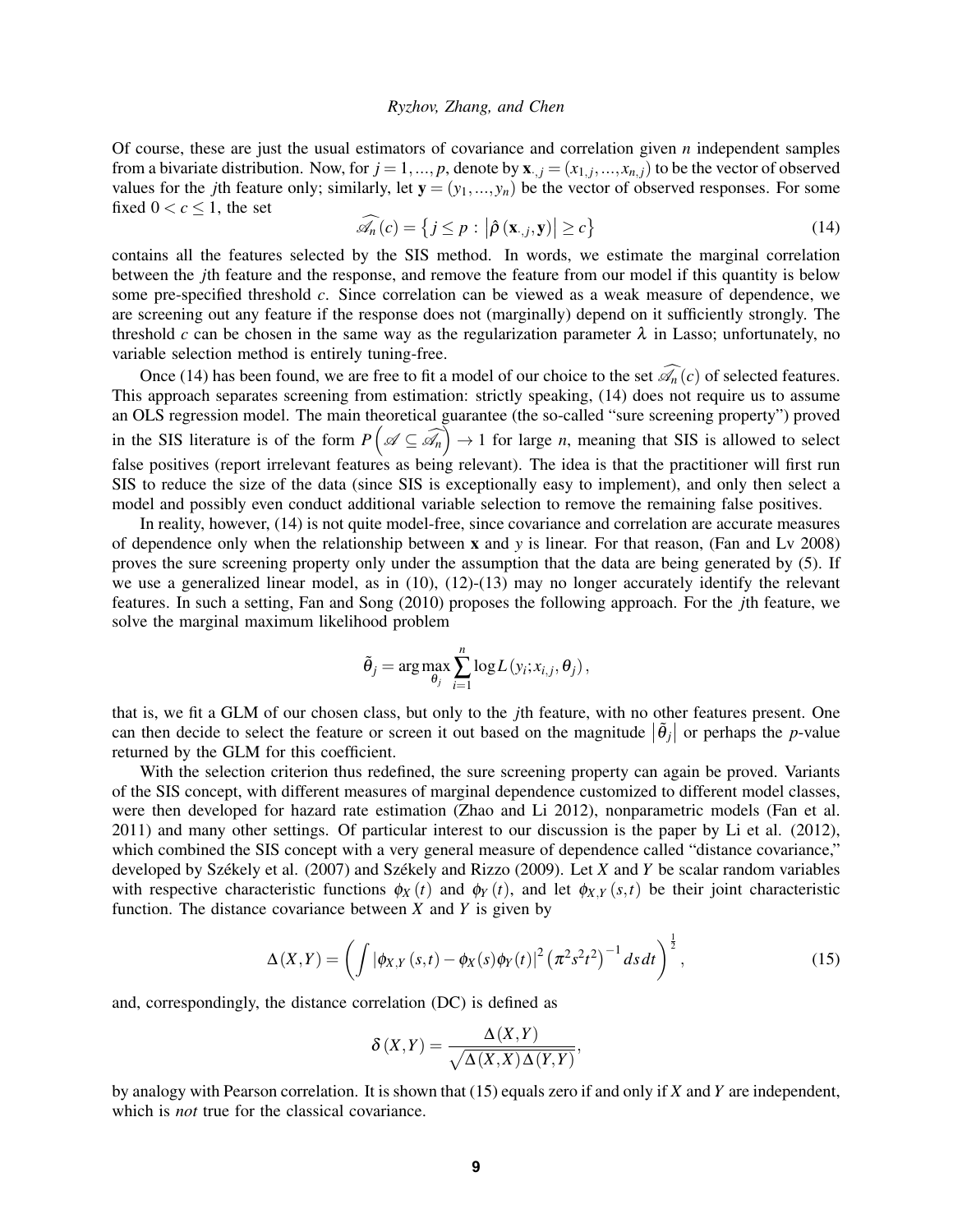Of course, these are just the usual estimators of covariance and correlation given $n$ independent samples from a bivariate distribution. Now, for $j = 1, ..., p$, denote by $\mathbf{x}_{\cdot,j} = (x_{1,j}, ..., x_{n,j})$ to be the vector of observed values for the $j$th feature only; similarly, let $\mathbf{y} = (y_1, ..., y_n)$ be the vector of observed responses. For some fixed $0 < c \leq 1$, the set

$$\widehat{\mathscr{A}_n}(c) = \left\{ j \leq p : \left| \hat{\rho} \left( \mathbf{x}_{\cdot,j}, \mathbf{y} \right) \right| \geq c \right\} \tag{14}$$

contains all the features selected by the SIS method. In words, we estimate the marginal correlation between the $j$th feature and the response, and remove the feature from our model if this quantity is below some pre-specified threshold $c$. Since correlation can be viewed as a weak measure of dependence, we are screening out any feature if the response does not (marginally) depend on it sufficiently strongly. The threshold $c$ can be chosen in the same way as the regularization parameter $\lambda$ in Lasso; unfortunately, no variable selection method is entirely tuning-free.

Once (14) has been found, we are free to fit a model of our choice to the set $\widehat{\mathscr{A}_n}(c)$ of selected features. This approach separates screening from estimation: strictly speaking, (14) does not require us to assume an OLS regression model. The main theoretical guarantee (the so-called "sure screening property") proved in the SIS literature is of the form $P\left( \mathscr{A} \subseteq \widehat{\mathscr{A}_n} \right) \to 1$ for large $n$, meaning that SIS is allowed to select false positives (report irrelevant features as being relevant). The idea is that the practitioner will first run SIS to reduce the size of the data (since SIS is exceptionally easy to implement), and only then select a model and possibly even conduct additional variable selection to remove the remaining false positives.

In reality, however, (14) is not quite model-free, since covariance and correlation are accurate measures of dependence only when the relationship between $\mathbf{x}$ and $y$ is linear. For that reason, (Fan and Lv 2008) proves the sure screening property only under the assumption that the data are being generated by (5). If we use a generalized linear model, as in (10), (12)-(13) may no longer accurately identify the relevant features. In such a setting, Fan and Song (2010) proposes the following approach. For the $j$th feature, we solve the marginal maximum likelihood problem

$$\tilde{\theta}_j = \arg\max_{\theta_j} \sum_{i=1}^{n} \log L\left( y_i; x_{i,j}, \theta_j \right),$$

that is, we fit a GLM of our chosen class, but only to the $j$th feature, with no other features present. One can then decide to select the feature or screen it out based on the magnitude $\left| \tilde{\theta}_j \right|$ or perhaps the $p$-value returned by the GLM for this coefficient.

With the selection criterion thus redefined, the sure screening property can again be proved. Variants of the SIS concept, with different measures of marginal dependence customized to different model classes, were then developed for hazard rate estimation (Zhao and Li 2012), nonparametric models (Fan et al. 2011) and many other settings. Of particular interest to our discussion is the paper by Li et al. (2012), which combined the SIS concept with a very general measure of dependence called "distance covariance," developed by Székely et al. (2007) and Székely and Rizzo (2009). Let $X$ and $Y$ be scalar random variables with respective characteristic functions $\phi_X(t)$ and $\phi_Y(t)$, and let $\phi_{X,Y}(s,t)$ be their joint characteristic function. The distance covariance between $X$ and $Y$ is given by

$$\Delta(X,Y) = \left( \int \left| \phi_{X,Y}(s,t) - \phi_X(s)\phi_Y(t) \right|^2 \left( \pi^2 s^2 t^2 \right)^{-1} ds\, dt \right)^{\frac{1}{2}}, \tag{15}$$

and, correspondingly, the distance correlation (DC) is defined as

$$\delta(X,Y) = \frac{\Delta(X,Y)}{\sqrt{\Delta(X,X)\Delta(Y,Y)}},$$

by analogy with Pearson correlation. It is shown that (15) equals zero if and only if $X$ and $Y$ are independent, which is *not* true for the classical covariance.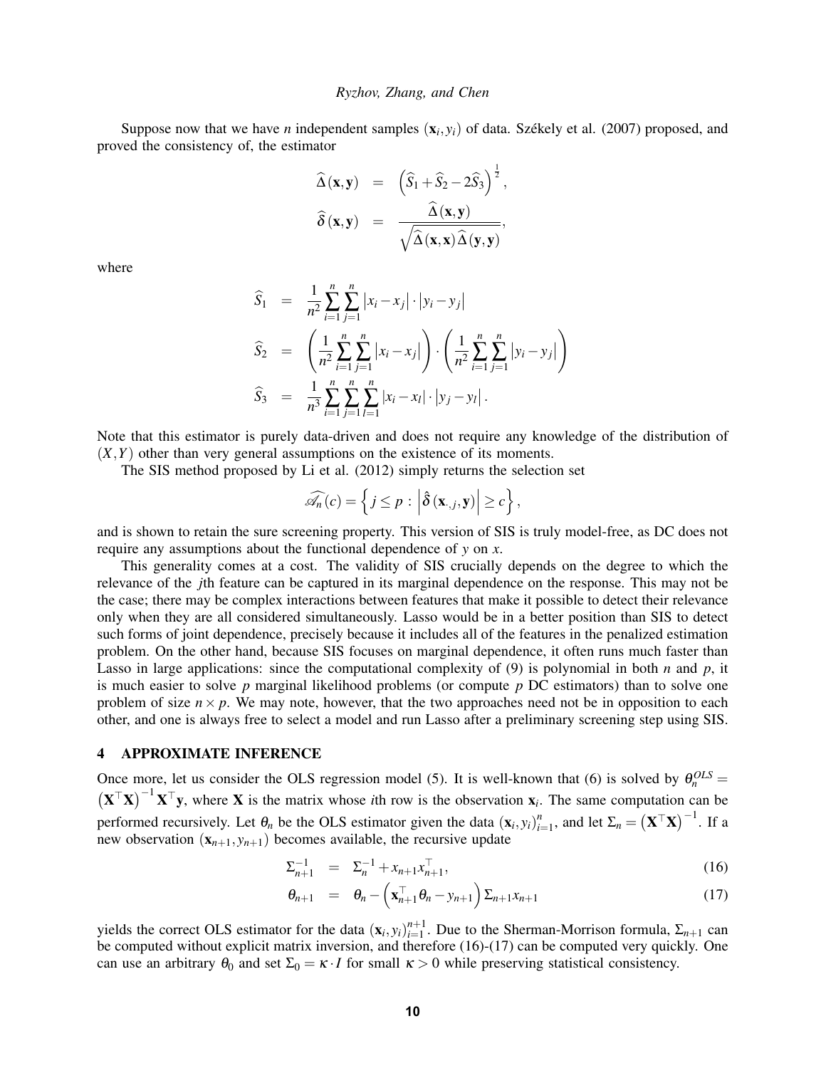Suppose now that we have $n$ independent samples $(\mathbf{x}_i, y_i)$ of data. Székely et al. (2007) proposed, and proved the consistency of, the estimator

$$
\begin{aligned}
\widehat{\Delta}(\mathbf{x}, \mathbf{y}) &= \left(\widehat{S}_1 + \widehat{S}_2 - 2\widehat{S}_3\right)^{\frac{1}{2}}, \\
\widehat{\delta}(\mathbf{x}, \mathbf{y}) &= \frac{\widehat{\Delta}(\mathbf{x}, \mathbf{y})}{\sqrt{\widehat{\Delta}(\mathbf{x}, \mathbf{x})\widehat{\Delta}(\mathbf{y}, \mathbf{y})}},
\end{aligned}
$$

where

$$
\begin{aligned}
\widehat{S}_1 &= \frac{1}{n^2}\sum_{i=1}^{n}\sum_{j=1}^{n}\left|x_i - x_j\right| \cdot \left|y_i - y_j\right| \\
\widehat{S}_2 &= \left(\frac{1}{n^2}\sum_{i=1}^{n}\sum_{j=1}^{n}\left|x_i - x_j\right|\right) \cdot \left(\frac{1}{n^2}\sum_{i=1}^{n}\sum_{j=1}^{n}\left|y_i - y_j\right|\right) \\
\widehat{S}_3 &= \frac{1}{n^3}\sum_{i=1}^{n}\sum_{j=1}^{n}\sum_{l=1}^{n}\left|x_i - x_l\right| \cdot \left|y_j - y_l\right|.
\end{aligned}
$$

Note that this estimator is purely data-driven and does not require any knowledge of the distribution of $(X, Y)$ other than very general assumptions on the existence of its moments.

The SIS method proposed by Li et al. (2012) simply returns the selection set

$$
\widehat{\mathscr{A}_n}(c) = \left\{ j \leq p \, : \, \left|\hat{\delta}\left(\mathbf{x}_{\cdot,j}, \mathbf{y}\right)\right| \geq c \right\},
$$

and is shown to retain the sure screening property. This version of SIS is truly model-free, as DC does not require any assumptions about the functional dependence of $y$ on $x$.

This generality comes at a cost. The validity of SIS crucially depends on the degree to which the relevance of the $j$th feature can be captured in its marginal dependence on the response. This may not be the case; there may be complex interactions between features that make it possible to detect their relevance only when they are all considered simultaneously. Lasso would be in a better position than SIS to detect such forms of joint dependence, precisely because it includes all of the features in the penalized estimation problem. On the other hand, because SIS focuses on marginal dependence, it often runs much faster than Lasso in large applications: since the computational complexity of (9) is polynomial in both $n$ and $p$, it is much easier to solve $p$ marginal likelihood problems (or compute $p$ DC estimators) than to solve one problem of size $n \times p$. We may note, however, that the two approaches need not be in opposition to each other, and one is always free to select a model and run Lasso after a preliminary screening step using SIS.

## 4 APPROXIMATE INFERENCE

Once more, let us consider the OLS regression model (5). It is well-known that (6) is solved by $\theta_n^{OLS} = \left(\mathbf{X}^\top \mathbf{X}\right)^{-1}\mathbf{X}^\top \mathbf{y}$, where $\mathbf{X}$ is the matrix whose $i$th row is the observation $\mathbf{x}_i$. The same computation can be performed recursively. Let $\theta_n$ be the OLS estimator given the data $(\mathbf{x}_i, y_i)_{i=1}^n$, and let $\Sigma_n = \left(\mathbf{X}^\top \mathbf{X}\right)^{-1}$. If a new observation $(\mathbf{x}_{n+1}, y_{n+1})$ becomes available, the recursive update

$$
\Sigma_{n+1}^{-1} = \Sigma_n^{-1} + x_{n+1}x_{n+1}^\top, \tag{16}
$$

$$
\theta_{n+1} = \theta_n - \left(\mathbf{x}_{n+1}^\top \theta_n - y_{n+1}\right)\Sigma_{n+1}x_{n+1} \tag{17}
$$

yields the correct OLS estimator for the data $(\mathbf{x}_i, y_i)_{i=1}^{n+1}$. Due to the Sherman-Morrison formula, $\Sigma_{n+1}$ can be computed without explicit matrix inversion, and therefore (16)-(17) can be computed very quickly. One can use an arbitrary $\theta_0$ and set $\Sigma_0 = \kappa \cdot I$ for small $\kappa > 0$ while preserving statistical consistency.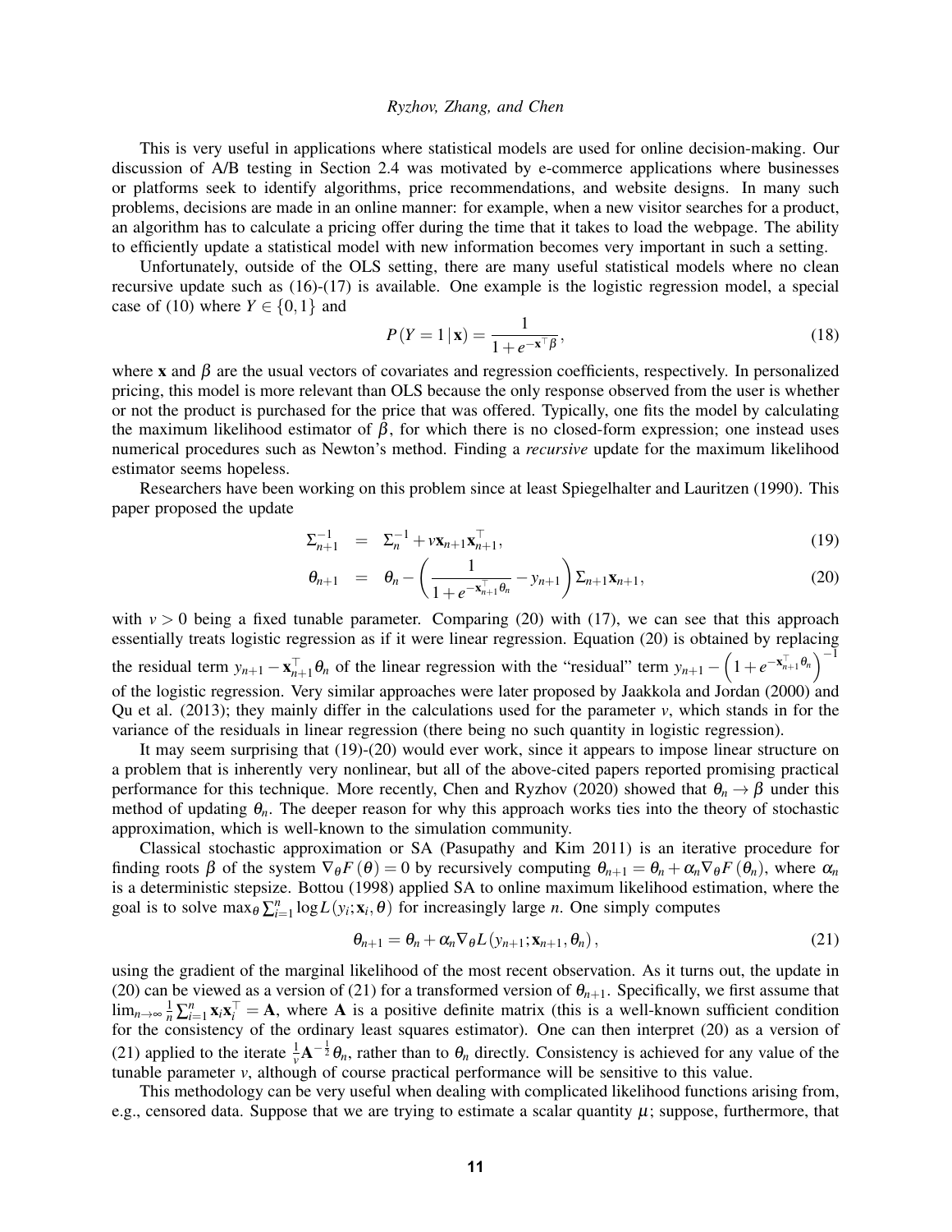This is very useful in applications where statistical models are used for online decision-making. Our discussion of A/B testing in Section 2.4 was motivated by e-commerce applications where businesses or platforms seek to identify algorithms, price recommendations, and website designs. In many such problems, decisions are made in an online manner: for example, when a new visitor searches for a product, an algorithm has to calculate a pricing offer during the time that it takes to load the webpage. The ability to efficiently update a statistical model with new information becomes very important in such a setting.

Unfortunately, outside of the OLS setting, there are many useful statistical models where no clean recursive update such as (16)-(17) is available. One example is the logistic regression model, a special case of (10) where $Y \in \{0,1\}$ and

$$P(Y=1\,|\,\mathbf{x}) = \frac{1}{1+e^{-\mathbf{x}^\top \beta}}, \tag{18}$$

where $\mathbf{x}$ and $\beta$ are the usual vectors of covariates and regression coefficients, respectively. In personalized pricing, this model is more relevant than OLS because the only response observed from the user is whether or not the product is purchased for the price that was offered. Typically, one fits the model by calculating the maximum likelihood estimator of $\beta$, for which there is no closed-form expression; one instead uses numerical procedures such as Newton's method. Finding a *recursive* update for the maximum likelihood estimator seems hopeless.

Researchers have been working on this problem since at least Spiegelhalter and Lauritzen (1990). This paper proposed the update

$$\Sigma_{n+1}^{-1} = \Sigma_n^{-1} + v\mathbf{x}_{n+1}\mathbf{x}_{n+1}^\top, \tag{19}$$

$$\theta_{n+1} = \theta_n - \left(\frac{1}{1+e^{-\mathbf{x}_{n+1}^\top \theta_n}} - y_{n+1}\right)\Sigma_{n+1}\mathbf{x}_{n+1}, \tag{20}$$

with $v > 0$ being a fixed tunable parameter. Comparing (20) with (17), we can see that this approach essentially treats logistic regression as if it were linear regression. Equation (20) is obtained by replacing the residual term $y_{n+1} - \mathbf{x}_{n+1}^\top \theta_n$ of the linear regression with the "residual" term $y_{n+1} - \left(1+e^{-\mathbf{x}_{n+1}^\top \theta_n}\right)^{-1}$ of the logistic regression. Very similar approaches were later proposed by Jaakkola and Jordan (2000) and Qu et al. (2013); they mainly differ in the calculations used for the parameter $v$, which stands in for the variance of the residuals in linear regression (there being no such quantity in logistic regression).

It may seem surprising that (19)-(20) would ever work, since it appears to impose linear structure on a problem that is inherently very nonlinear, but all of the above-cited papers reported promising practical performance for this technique. More recently, Chen and Ryzhov (2020) showed that $\theta_n \to \beta$ under this method of updating $\theta_n$. The deeper reason for why this approach works ties into the theory of stochastic approximation, which is well-known to the simulation community.

Classical stochastic approximation or SA (Pasupathy and Kim 2011) is an iterative procedure for finding roots $\beta$ of the system $\nabla_\theta F(\theta) = 0$ by recursively computing $\theta_{n+1} = \theta_n + \alpha_n \nabla_\theta F(\theta_n)$, where $\alpha_n$ is a deterministic stepsize. Bottou (1998) applied SA to online maximum likelihood estimation, where the goal is to solve $\max_\theta \sum_{i=1}^n \log L(y_i;\mathbf{x}_i,\theta)$ for increasingly large $n$. One simply computes

$$\theta_{n+1} = \theta_n + \alpha_n \nabla_\theta L(y_{n+1};\mathbf{x}_{n+1},\theta_n), \tag{21}$$

using the gradient of the marginal likelihood of the most recent observation. As it turns out, the update in (20) can be viewed as a version of (21) for a transformed version of $\theta_{n+1}$. Specifically, we first assume that $\lim_{n\to\infty} \frac{1}{n}\sum_{i=1}^n \mathbf{x}_i\mathbf{x}_i^\top = \mathbf{A}$, where $\mathbf{A}$ is a positive definite matrix (this is a well-known sufficient condition for the consistency of the ordinary least squares estimator). One can then interpret (20) as a version of (21) applied to the iterate $\frac{1}{v}\mathbf{A}^{-\frac{1}{2}}\theta_n$, rather than to $\theta_n$ directly. Consistency is achieved for any value of the tunable parameter $v$, although of course practical performance will be sensitive to this value.

This methodology can be very useful when dealing with complicated likelihood functions arising from, e.g., censored data. Suppose that we are trying to estimate a scalar quantity $\mu$; suppose, furthermore, that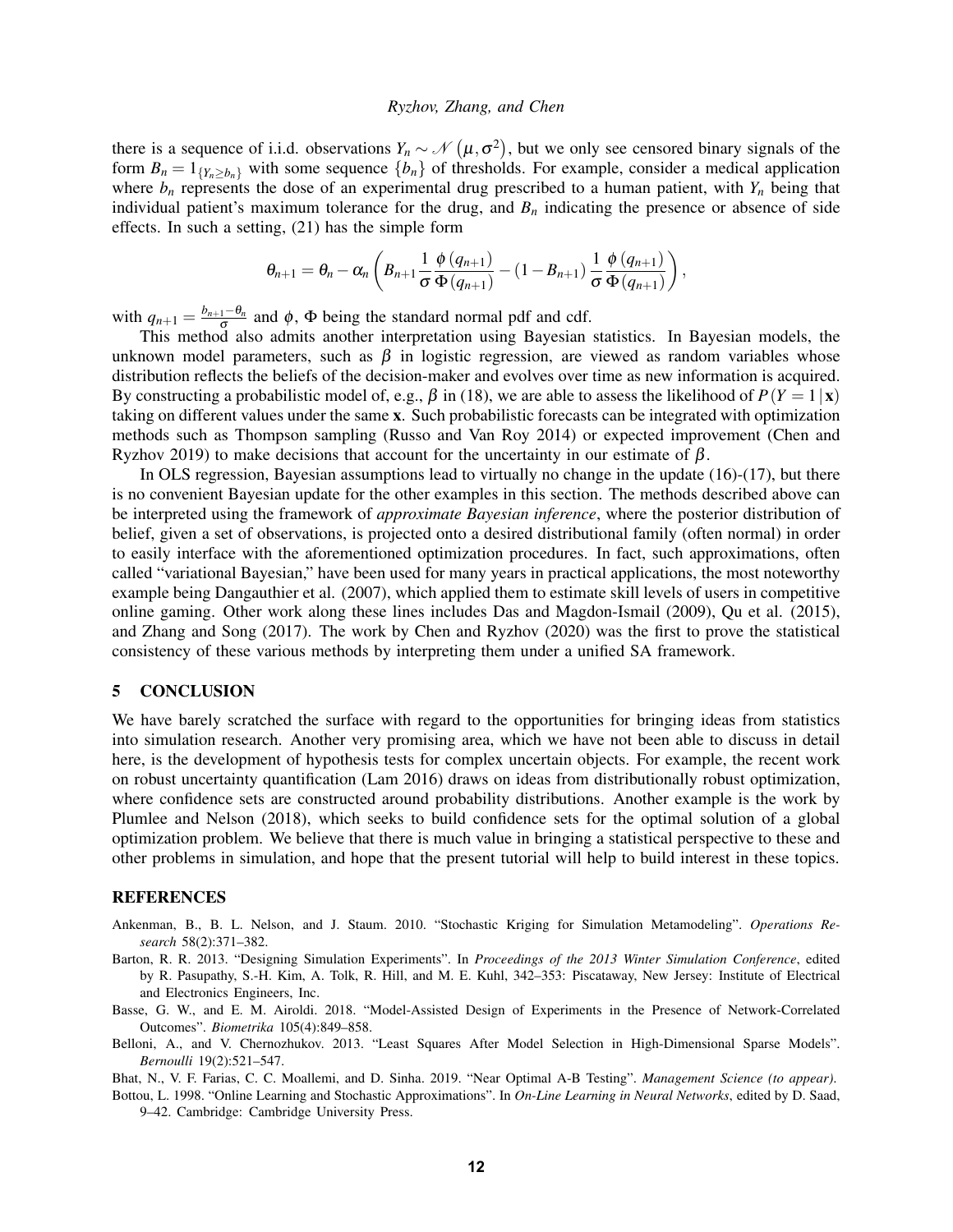there is a sequence of i.i.d. observations $Y_n \sim \mathcal{N}(\mu, \sigma^2)$, but we only see censored binary signals of the form $B_n = 1_{\{Y_n \geq b_n\}}$ with some sequence $\{b_n\}$ of thresholds. For example, consider a medical application where $b_n$ represents the dose of an experimental drug prescribed to a human patient, with $Y_n$ being that individual patient's maximum tolerance for the drug, and $B_n$ indicating the presence or absence of side effects. In such a setting, (21) has the simple form

$$\theta_{n+1} = \theta_n - \alpha_n \left( B_{n+1} \frac{1}{\sigma} \frac{\phi(q_{n+1})}{\Phi(q_{n+1})} - (1 - B_{n+1}) \frac{1}{\sigma} \frac{\phi(q_{n+1})}{\Phi(q_{n+1})} \right),$$

with $q_{n+1} = \frac{b_{n+1} - \theta_n}{\sigma}$ and $\phi$, $\Phi$ being the standard normal pdf and cdf.

This method also admits another interpretation using Bayesian statistics. In Bayesian models, the unknown model parameters, such as $\beta$ in logistic regression, are viewed as random variables whose distribution reflects the beliefs of the decision-maker and evolves over time as new information is acquired. By constructing a probabilistic model of, e.g., $\beta$ in (18), we are able to assess the likelihood of $P(Y = 1 \mid \mathbf{x})$ taking on different values under the same $\mathbf{x}$. Such probabilistic forecasts can be integrated with optimization methods such as Thompson sampling (Russo and Van Roy 2014) or expected improvement (Chen and Ryzhov 2019) to make decisions that account for the uncertainty in our estimate of $\beta$.

In OLS regression, Bayesian assumptions lead to virtually no change in the update (16)-(17), but there is no convenient Bayesian update for the other examples in this section. The methods described above can be interpreted using the framework of *approximate Bayesian inference*, where the posterior distribution of belief, given a set of observations, is projected onto a desired distributional family (often normal) in order to easily interface with the aforementioned optimization procedures. In fact, such approximations, often called "variational Bayesian," have been used for many years in practical applications, the most noteworthy example being Dangauthier et al. (2007), which applied them to estimate skill levels of users in competitive online gaming. Other work along these lines includes Das and Magdon-Ismail (2009), Qu et al. (2015), and Zhang and Song (2017). The work by Chen and Ryzhov (2020) was the first to prove the statistical consistency of these various methods by interpreting them under a unified SA framework.

## 5 CONCLUSION

We have barely scratched the surface with regard to the opportunities for bringing ideas from statistics into simulation research. Another very promising area, which we have not been able to discuss in detail here, is the development of hypothesis tests for complex uncertain objects. For example, the recent work on robust uncertainty quantification (Lam 2016) draws on ideas from distributionally robust optimization, where confidence sets are constructed around probability distributions. Another example is the work by Plumlee and Nelson (2018), which seeks to build confidence sets for the optimal solution of a global optimization problem. We believe that there is much value in bringing a statistical perspective to these and other problems in simulation, and hope that the present tutorial will help to build interest in these topics.

## REFERENCES

Ankenman, B., B. L. Nelson, and J. Staum. 2010. "Stochastic Kriging for Simulation Metamodeling". *Operations Research* 58(2):371–382.

Barton, R. R. 2013. "Designing Simulation Experiments". In *Proceedings of the 2013 Winter Simulation Conference*, edited by R. Pasupathy, S.-H. Kim, A. Tolk, R. Hill, and M. E. Kuhl, 342–353: Piscataway, New Jersey: Institute of Electrical and Electronics Engineers, Inc.

Basse, G. W., and E. M. Airoldi. 2018. "Model-Assisted Design of Experiments in the Presence of Network-Correlated Outcomes". *Biometrika* 105(4):849–858.

Belloni, A., and V. Chernozhukov. 2013. "Least Squares After Model Selection in High-Dimensional Sparse Models". *Bernoulli* 19(2):521–547.

Bhat, N., V. F. Farias, C. C. Moallemi, and D. Sinha. 2019. "Near Optimal A-B Testing". *Management Science (to appear)*.

Bottou, L. 1998. "Online Learning and Stochastic Approximations". In *On-Line Learning in Neural Networks*, edited by D. Saad, 9–42. Cambridge: Cambridge University Press.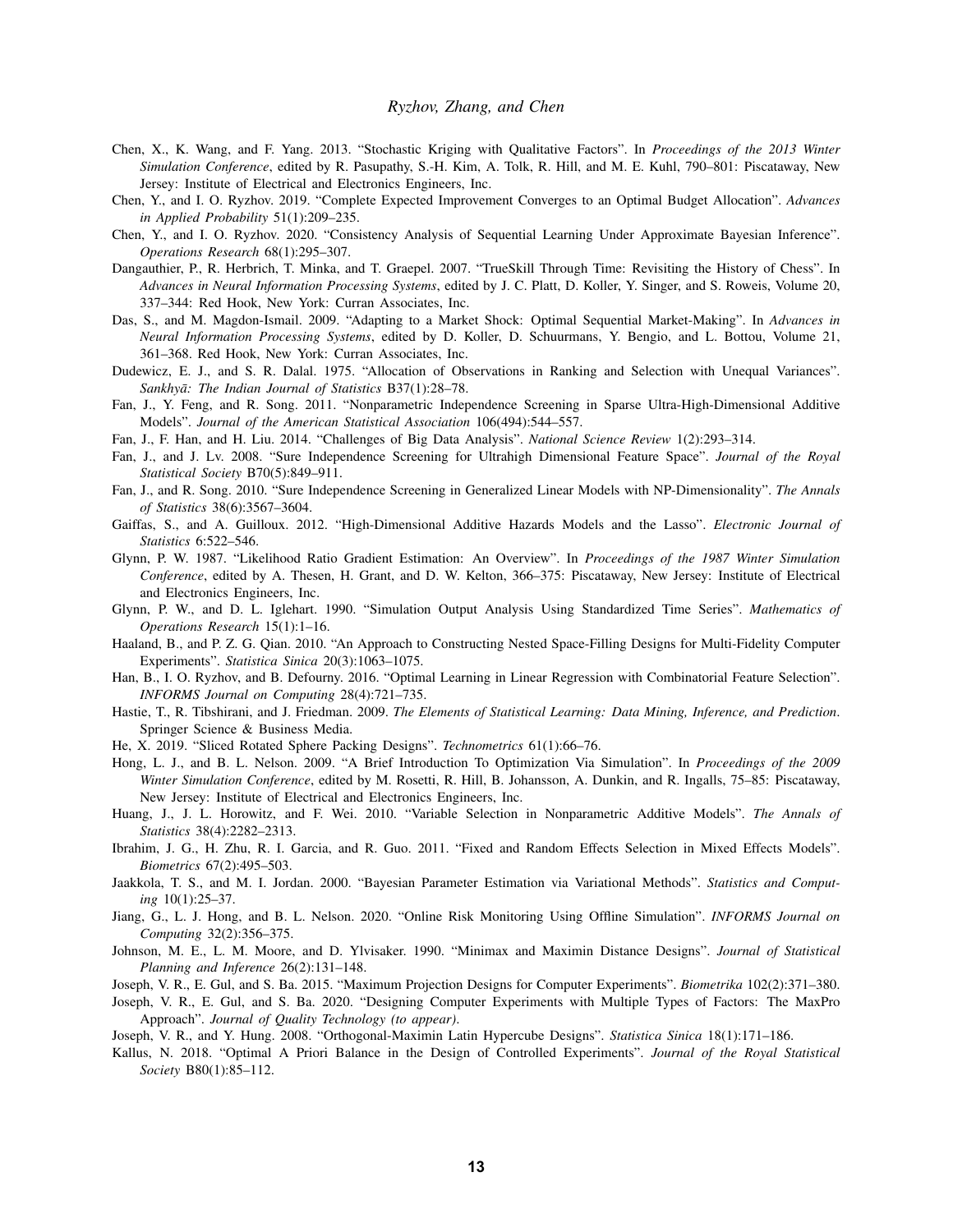Chen, X., K. Wang, and F. Yang. 2013. "Stochastic Kriging with Qualitative Factors". In *Proceedings of the 2013 Winter Simulation Conference*, edited by R. Pasupathy, S.-H. Kim, A. Tolk, R. Hill, and M. E. Kuhl, 790–801: Piscataway, New Jersey: Institute of Electrical and Electronics Engineers, Inc.

Chen, Y., and I. O. Ryzhov. 2019. "Complete Expected Improvement Converges to an Optimal Budget Allocation". *Advances in Applied Probability* 51(1):209–235.

Chen, Y., and I. O. Ryzhov. 2020. "Consistency Analysis of Sequential Learning Under Approximate Bayesian Inference". *Operations Research* 68(1):295–307.

Dangauthier, P., R. Herbrich, T. Minka, and T. Graepel. 2007. "TrueSkill Through Time: Revisiting the History of Chess". In *Advances in Neural Information Processing Systems*, edited by J. C. Platt, D. Koller, Y. Singer, and S. Roweis, Volume 20, 337–344: Red Hook, New York: Curran Associates, Inc.

Das, S., and M. Magdon-Ismail. 2009. "Adapting to a Market Shock: Optimal Sequential Market-Making". In *Advances in Neural Information Processing Systems*, edited by D. Koller, D. Schuurmans, Y. Bengio, and L. Bottou, Volume 21, 361–368. Red Hook, New York: Curran Associates, Inc.

Dudewicz, E. J., and S. R. Dalal. 1975. "Allocation of Observations in Ranking and Selection with Unequal Variances". *Sankhyā: The Indian Journal of Statistics* B37(1):28–78.

Fan, J., Y. Feng, and R. Song. 2011. "Nonparametric Independence Screening in Sparse Ultra-High-Dimensional Additive Models". *Journal of the American Statistical Association* 106(494):544–557.

Fan, J., F. Han, and H. Liu. 2014. "Challenges of Big Data Analysis". *National Science Review* 1(2):293–314.

Fan, J., and J. Lv. 2008. "Sure Independence Screening for Ultrahigh Dimensional Feature Space". *Journal of the Royal Statistical Society* B70(5):849–911.

Fan, J., and R. Song. 2010. "Sure Independence Screening in Generalized Linear Models with NP-Dimensionality". *The Annals of Statistics* 38(6):3567–3604.

Gaiffas, S., and A. Guilloux. 2012. "High-Dimensional Additive Hazards Models and the Lasso". *Electronic Journal of Statistics* 6:522–546.

Glynn, P. W. 1987. "Likelihood Ratio Gradient Estimation: An Overview". In *Proceedings of the 1987 Winter Simulation Conference*, edited by A. Thesen, H. Grant, and D. W. Kelton, 366–375: Piscataway, New Jersey: Institute of Electrical and Electronics Engineers, Inc.

Glynn, P. W., and D. L. Iglehart. 1990. "Simulation Output Analysis Using Standardized Time Series". *Mathematics of Operations Research* 15(1):1–16.

Haaland, B., and P. Z. G. Qian. 2010. "An Approach to Constructing Nested Space-Filling Designs for Multi-Fidelity Computer Experiments". *Statistica Sinica* 20(3):1063–1075.

Han, B., I. O. Ryzhov, and B. Defourny. 2016. "Optimal Learning in Linear Regression with Combinatorial Feature Selection". *INFORMS Journal on Computing* 28(4):721–735.

Hastie, T., R. Tibshirani, and J. Friedman. 2009. *The Elements of Statistical Learning: Data Mining, Inference, and Prediction*. Springer Science & Business Media.

He, X. 2019. "Sliced Rotated Sphere Packing Designs". *Technometrics* 61(1):66–76.

Hong, L. J., and B. L. Nelson. 2009. "A Brief Introduction To Optimization Via Simulation". In *Proceedings of the 2009 Winter Simulation Conference*, edited by M. Rosetti, R. Hill, B. Johansson, A. Dunkin, and R. Ingalls, 75–85: Piscataway, New Jersey: Institute of Electrical and Electronics Engineers, Inc.

Huang, J., J. L. Horowitz, and F. Wei. 2010. "Variable Selection in Nonparametric Additive Models". *The Annals of Statistics* 38(4):2282–2313.

Ibrahim, J. G., H. Zhu, R. I. Garcia, and R. Guo. 2011. "Fixed and Random Effects Selection in Mixed Effects Models". *Biometrics* 67(2):495–503.

Jaakkola, T. S., and M. I. Jordan. 2000. "Bayesian Parameter Estimation via Variational Methods". *Statistics and Computing* 10(1):25–37.

Jiang, G., L. J. Hong, and B. L. Nelson. 2020. "Online Risk Monitoring Using Offline Simulation". *INFORMS Journal on Computing* 32(2):356–375.

Johnson, M. E., L. M. Moore, and D. Ylvisaker. 1990. "Minimax and Maximin Distance Designs". *Journal of Statistical Planning and Inference* 26(2):131–148.

Joseph, V. R., E. Gul, and S. Ba. 2015. "Maximum Projection Designs for Computer Experiments". *Biometrika* 102(2):371–380.

Joseph, V. R., E. Gul, and S. Ba. 2020. "Designing Computer Experiments with Multiple Types of Factors: The MaxPro Approach". *Journal of Quality Technology (to appear)*.

Joseph, V. R., and Y. Hung. 2008. "Orthogonal-Maximin Latin Hypercube Designs". *Statistica Sinica* 18(1):171–186.

Kallus, N. 2018. "Optimal A Priori Balance in the Design of Controlled Experiments". *Journal of the Royal Statistical Society* B80(1):85–112.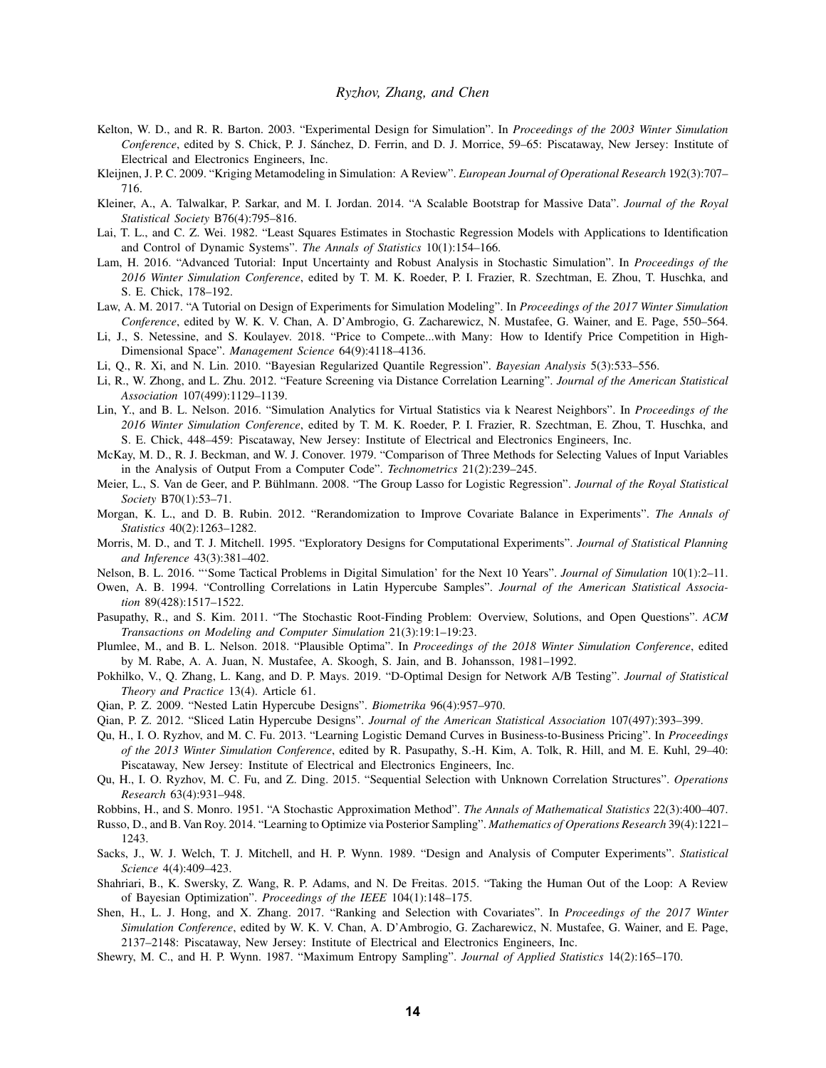Kelton, W. D., and R. R. Barton. 2003. "Experimental Design for Simulation". In *Proceedings of the 2003 Winter Simulation Conference*, edited by S. Chick, P. J. Sánchez, D. Ferrin, and D. J. Morrice, 59–65: Piscataway, New Jersey: Institute of Electrical and Electronics Engineers, Inc.

Kleijnen, J. P. C. 2009. "Kriging Metamodeling in Simulation: A Review". *European Journal of Operational Research* 192(3):707–716.

Kleiner, A., A. Talwalkar, P. Sarkar, and M. I. Jordan. 2014. "A Scalable Bootstrap for Massive Data". *Journal of the Royal Statistical Society* B76(4):795–816.

Lai, T. L., and C. Z. Wei. 1982. "Least Squares Estimates in Stochastic Regression Models with Applications to Identification and Control of Dynamic Systems". *The Annals of Statistics* 10(1):154–166.

Lam, H. 2016. "Advanced Tutorial: Input Uncertainty and Robust Analysis in Stochastic Simulation". In *Proceedings of the 2016 Winter Simulation Conference*, edited by T. M. K. Roeder, P. I. Frazier, R. Szechtman, E. Zhou, T. Huschka, and S. E. Chick, 178–192.

Law, A. M. 2017. "A Tutorial on Design of Experiments for Simulation Modeling". In *Proceedings of the 2017 Winter Simulation Conference*, edited by W. K. V. Chan, A. D'Ambrogio, G. Zacharewicz, N. Mustafee, G. Wainer, and E. Page, 550–564.

Li, J., S. Netessine, and S. Koulayev. 2018. "Price to Compete...with Many: How to Identify Price Competition in High-Dimensional Space". *Management Science* 64(9):4118–4136.

Li, Q., R. Xi, and N. Lin. 2010. "Bayesian Regularized Quantile Regression". *Bayesian Analysis* 5(3):533–556.

Li, R., W. Zhong, and L. Zhu. 2012. "Feature Screening via Distance Correlation Learning". *Journal of the American Statistical Association* 107(499):1129–1139.

Lin, Y., and B. L. Nelson. 2016. "Simulation Analytics for Virtual Statistics via k Nearest Neighbors". In *Proceedings of the 2016 Winter Simulation Conference*, edited by T. M. K. Roeder, P. I. Frazier, R. Szechtman, E. Zhou, T. Huschka, and S. E. Chick, 448–459: Piscataway, New Jersey: Institute of Electrical and Electronics Engineers, Inc.

McKay, M. D., R. J. Beckman, and W. J. Conover. 1979. "Comparison of Three Methods for Selecting Values of Input Variables in the Analysis of Output From a Computer Code". *Technometrics* 21(2):239–245.

Meier, L., S. Van de Geer, and P. Bühlmann. 2008. "The Group Lasso for Logistic Regression". *Journal of the Royal Statistical Society* B70(1):53–71.

Morgan, K. L., and D. B. Rubin. 2012. "Rerandomization to Improve Covariate Balance in Experiments". *The Annals of Statistics* 40(2):1263–1282.

Morris, M. D., and T. J. Mitchell. 1995. "Exploratory Designs for Computational Experiments". *Journal of Statistical Planning and Inference* 43(3):381–402.

Nelson, B. L. 2016. "'Some Tactical Problems in Digital Simulation' for the Next 10 Years". *Journal of Simulation* 10(1):2–11.

Owen, A. B. 1994. "Controlling Correlations in Latin Hypercube Samples". *Journal of the American Statistical Association* 89(428):1517–1522.

Pasupathy, R., and S. Kim. 2011. "The Stochastic Root-Finding Problem: Overview, Solutions, and Open Questions". *ACM Transactions on Modeling and Computer Simulation* 21(3):19:1–19:23.

Plumlee, M., and B. L. Nelson. 2018. "Plausible Optima". In *Proceedings of the 2018 Winter Simulation Conference*, edited by M. Rabe, A. A. Juan, N. Mustafee, A. Skoogh, S. Jain, and B. Johansson, 1981–1992.

Pokhilko, V., Q. Zhang, L. Kang, and D. P. Mays. 2019. "D-Optimal Design for Network A/B Testing". *Journal of Statistical Theory and Practice* 13(4). Article 61.

Qian, P. Z. 2009. "Nested Latin Hypercube Designs". *Biometrika* 96(4):957–970.

Qian, P. Z. 2012. "Sliced Latin Hypercube Designs". *Journal of the American Statistical Association* 107(497):393–399.

Qu, H., I. O. Ryzhov, and M. C. Fu. 2013. "Learning Logistic Demand Curves in Business-to-Business Pricing". In *Proceedings of the 2013 Winter Simulation Conference*, edited by R. Pasupathy, S.-H. Kim, A. Tolk, R. Hill, and M. E. Kuhl, 29–40: Piscataway, New Jersey: Institute of Electrical and Electronics Engineers, Inc.

Qu, H., I. O. Ryzhov, M. C. Fu, and Z. Ding. 2015. "Sequential Selection with Unknown Correlation Structures". *Operations Research* 63(4):931–948.

Robbins, H., and S. Monro. 1951. "A Stochastic Approximation Method". *The Annals of Mathematical Statistics* 22(3):400–407.

Russo, D., and B. Van Roy. 2014. "Learning to Optimize via Posterior Sampling". *Mathematics of Operations Research* 39(4):1221–1243.

Sacks, J., W. J. Welch, T. J. Mitchell, and H. P. Wynn. 1989. "Design and Analysis of Computer Experiments". *Statistical Science* 4(4):409–423.

Shahriari, B., K. Swersky, Z. Wang, R. P. Adams, and N. De Freitas. 2015. "Taking the Human Out of the Loop: A Review of Bayesian Optimization". *Proceedings of the IEEE* 104(1):148–175.

Shen, H., L. J. Hong, and X. Zhang. 2017. "Ranking and Selection with Covariates". In *Proceedings of the 2017 Winter Simulation Conference*, edited by W. K. V. Chan, A. D'Ambrogio, G. Zacharewicz, N. Mustafee, G. Wainer, and E. Page, 2137–2148: Piscataway, New Jersey: Institute of Electrical and Electronics Engineers, Inc.

Shewry, M. C., and H. P. Wynn. 1987. "Maximum Entropy Sampling". *Journal of Applied Statistics* 14(2):165–170.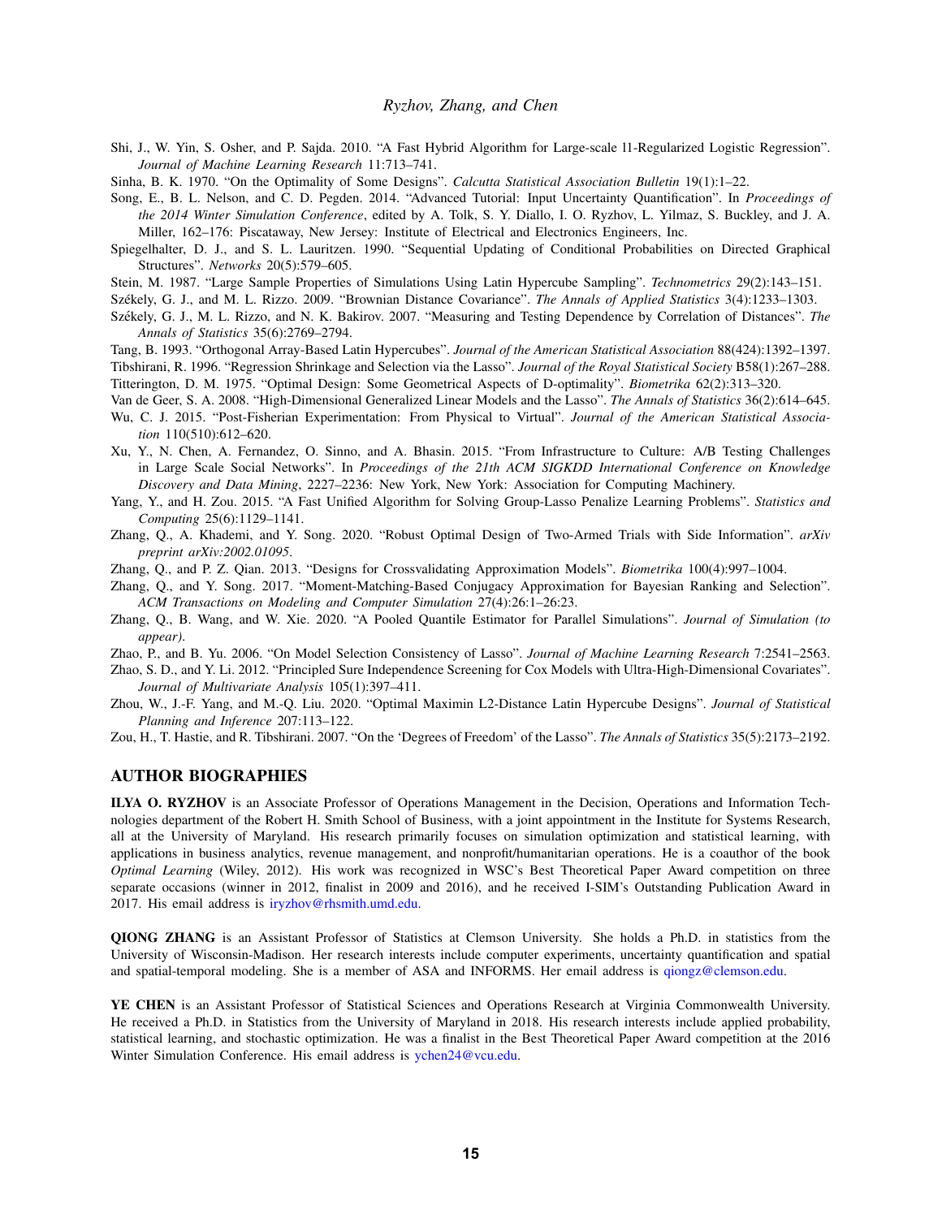Shi, J., W. Yin, S. Osher, and P. Sajda. 2010. "A Fast Hybrid Algorithm for Large-scale l1-Regularized Logistic Regression". *Journal of Machine Learning Research* 11:713–741.

Sinha, B. K. 1970. "On the Optimality of Some Designs". *Calcutta Statistical Association Bulletin* 19(1):1–22.

Song, E., B. L. Nelson, and C. D. Pegden. 2014. "Advanced Tutorial: Input Uncertainty Quantification". In *Proceedings of the 2014 Winter Simulation Conference*, edited by A. Tolk, S. Y. Diallo, I. O. Ryzhov, L. Yilmaz, S. Buckley, and J. A. Miller, 162–176: Piscataway, New Jersey: Institute of Electrical and Electronics Engineers, Inc.

Spiegelhalter, D. J., and S. L. Lauritzen. 1990. "Sequential Updating of Conditional Probabilities on Directed Graphical Structures". *Networks* 20(5):579–605.

Stein, M. 1987. "Large Sample Properties of Simulations Using Latin Hypercube Sampling". *Technometrics* 29(2):143–151.

Székely, G. J., and M. L. Rizzo. 2009. "Brownian Distance Covariance". *The Annals of Applied Statistics* 3(4):1233–1303.

Székely, G. J., M. L. Rizzo, and N. K. Bakirov. 2007. "Measuring and Testing Dependence by Correlation of Distances". *The Annals of Statistics* 35(6):2769–2794.

Tang, B. 1993. "Orthogonal Array-Based Latin Hypercubes". *Journal of the American Statistical Association* 88(424):1392–1397.

Tibshirani, R. 1996. "Regression Shrinkage and Selection via the Lasso". *Journal of the Royal Statistical Society* B58(1):267–288.

Titterington, D. M. 1975. "Optimal Design: Some Geometrical Aspects of D-optimality". *Biometrika* 62(2):313–320.

Van de Geer, S. A. 2008. "High-Dimensional Generalized Linear Models and the Lasso". *The Annals of Statistics* 36(2):614–645.

Wu, C. J. 2015. "Post-Fisherian Experimentation: From Physical to Virtual". *Journal of the American Statistical Association* 110(510):612–620.

Xu, Y., N. Chen, A. Fernandez, O. Sinno, and A. Bhasin. 2015. "From Infrastructure to Culture: A/B Testing Challenges in Large Scale Social Networks". In *Proceedings of the 21th ACM SIGKDD International Conference on Knowledge Discovery and Data Mining*, 2227–2236: New York, New York: Association for Computing Machinery.

Yang, Y., and H. Zou. 2015. "A Fast Unified Algorithm for Solving Group-Lasso Penalize Learning Problems". *Statistics and Computing* 25(6):1129–1141.

Zhang, Q., A. Khademi, and Y. Song. 2020. "Robust Optimal Design of Two-Armed Trials with Side Information". *arXiv preprint arXiv:2002.01095*.

Zhang, Q., and P. Z. Qian. 2013. "Designs for Crossvalidating Approximation Models". *Biometrika* 100(4):997–1004.

Zhang, Q., and Y. Song. 2017. "Moment-Matching-Based Conjugacy Approximation for Bayesian Ranking and Selection". *ACM Transactions on Modeling and Computer Simulation* 27(4):26:1–26:23.

Zhang, Q., B. Wang, and W. Xie. 2020. "A Pooled Quantile Estimator for Parallel Simulations". *Journal of Simulation (to appear)*.

Zhao, P., and B. Yu. 2006. "On Model Selection Consistency of Lasso". *Journal of Machine Learning Research* 7:2541–2563.

Zhao, S. D., and Y. Li. 2012. "Principled Sure Independence Screening for Cox Models with Ultra-High-Dimensional Covariates". *Journal of Multivariate Analysis* 105(1):397–411.

Zhou, W., J.-F. Yang, and M.-Q. Liu. 2020. "Optimal Maximin L2-Distance Latin Hypercube Designs". *Journal of Statistical Planning and Inference* 207:113–122.

Zou, H., T. Hastie, and R. Tibshirani. 2007. "On the 'Degrees of Freedom' of the Lasso". *The Annals of Statistics* 35(5):2173–2192.

## AUTHOR BIOGRAPHIES

**ILYA O. RYZHOV** is an Associate Professor of Operations Management in the Decision, Operations and Information Technologies department of the Robert H. Smith School of Business, with a joint appointment in the Institute for Systems Research, all at the University of Maryland. His research primarily focuses on simulation optimization and statistical learning, with applications in business analytics, revenue management, and nonprofit/humanitarian operations. He is a coauthor of the book *Optimal Learning* (Wiley, 2012). His work was recognized in WSC's Best Theoretical Paper Award competition on three separate occasions (winner in 2012, finalist in 2009 and 2016), and he received I-SIM's Outstanding Publication Award in 2017. His email address is iryzhov@rhsmith.umd.edu.

**QIONG ZHANG** is an Assistant Professor of Statistics at Clemson University. She holds a Ph.D. in statistics from the University of Wisconsin-Madison. Her research interests include computer experiments, uncertainty quantification and spatial and spatial-temporal modeling. She is a member of ASA and INFORMS. Her email address is qiongz@clemson.edu.

**YE CHEN** is an Assistant Professor of Statistical Sciences and Operations Research at Virginia Commonwealth University. He received a Ph.D. in Statistics from the University of Maryland in 2018. His research interests include applied probability, statistical learning, and stochastic optimization. He was a finalist in the Best Theoretical Paper Award competition at the 2016 Winter Simulation Conference. His email address is ychen24@vcu.edu.